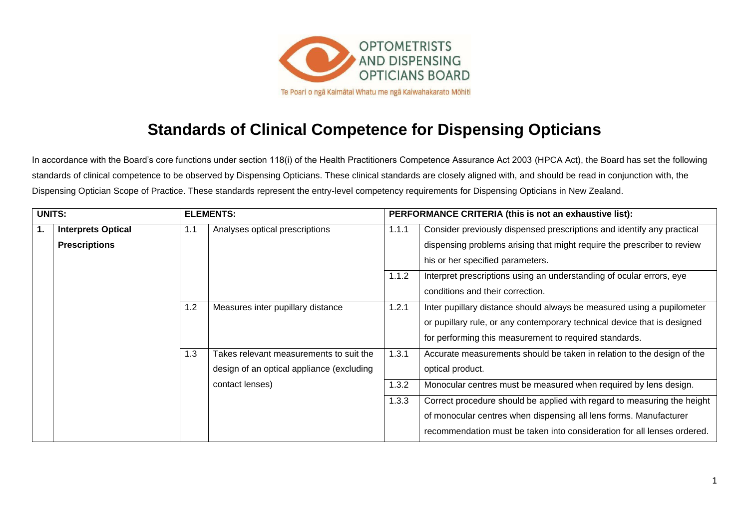OPTOMETRISTS AND DISPENSING OPTICIANS BOARD

Te Poari o ngā Kaimātai Whatu me ngā Kaiwahakarato Mōhiti

# Standards of Clinical Competence for Dispensing Opticians

In accordance with the Board's core functions under section 118(i) of the Health Practitioners Competence Assurance Act 2003 (HPCA Act), the Board has set the following standards of clinical competence to be observed by Dispensing Opticians. These clinical standards are closely aligned with, and should be read in conjunction with, the Dispensing Optician Scope of Practice. These standards represent the entry-level competency requirements for Dispensing Opticians in New Zealand.

| UNITS: | | ELEMENTS: | | PERFORMANCE CRITERIA (this is not an exhaustive list): | |
|---|---|---|---|---|---|
| 1. | **Interprets Optical Prescriptions** | 1.1 | Analyses optical prescriptions | 1.1.1 | Consider previously dispensed prescriptions and identify any practical dispensing problems arising that might require the prescriber to review his or her specified parameters. |
| | | | | 1.1.2 | Interpret prescriptions using an understanding of ocular errors, eye conditions and their correction. |
| | | 1.2 | Measures inter pupillary distance | 1.2.1 | Inter pupillary distance should always be measured using a pupilometer or pupillary rule, or any contemporary technical device that is designed for performing this measurement to required standards. |
| | | 1.3 | Takes relevant measurements to suit the design of an optical appliance (excluding contact lenses) | 1.3.1 | Accurate measurements should be taken in relation to the design of the optical product. |
| | | | | 1.3.2 | Monocular centres must be measured when required by lens design. |
| | | | | 1.3.3 | Correct procedure should be applied with regard to measuring the height of monocular centres when dispensing all lens forms. Manufacturer recommendation must be taken into consideration for all lenses ordered. |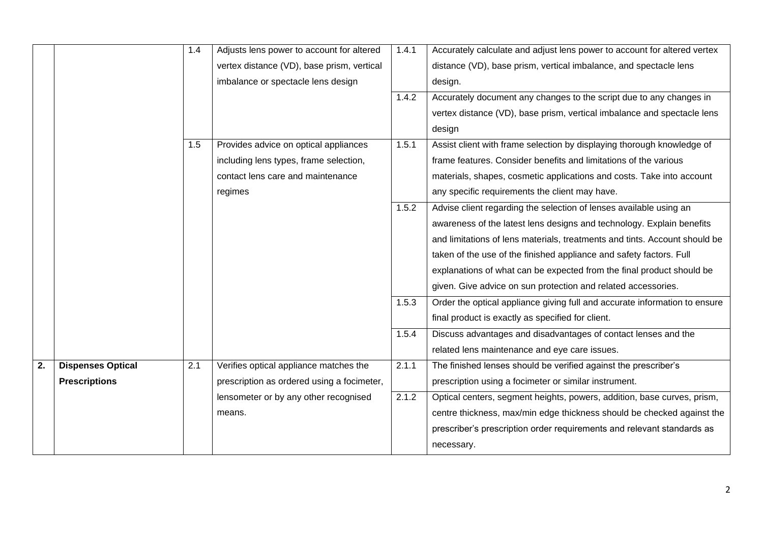| | | | | | |
|---|---|---|---|---|---|
| | | 1.4 | Adjusts lens power to account for altered vertex distance (VD), base prism, vertical imbalance or spectacle lens design | 1.4.1 | Accurately calculate and adjust lens power to account for altered vertex distance (VD), base prism, vertical imbalance, and spectacle lens design. |
| | | | | 1.4.2 | Accurately document any changes to the script due to any changes in vertex distance (VD), base prism, vertical imbalance and spectacle lens design |
| | | 1.5 | Provides advice on optical appliances including lens types, frame selection, contact lens care and maintenance regimes | 1.5.1 | Assist client with frame selection by displaying thorough knowledge of frame features. Consider benefits and limitations of the various materials, shapes, cosmetic applications and costs. Take into account any specific requirements the client may have. |
| | | | | 1.5.2 | Advise client regarding the selection of lenses available using an awareness of the latest lens designs and technology. Explain benefits and limitations of lens materials, treatments and tints. Account should be taken of the use of the finished appliance and safety factors. Full explanations of what can be expected from the final product should be given. Give advice on sun protection and related accessories. |
| | | | | 1.5.3 | Order the optical appliance giving full and accurate information to ensure final product is exactly as specified for client. |
| | | | | 1.5.4 | Discuss advantages and disadvantages of contact lenses and the related lens maintenance and eye care issues. |
| **2.** | **Dispenses Optical Prescriptions** | 2.1 | Verifies optical appliance matches the prescription as ordered using a focimeter, lensometer or by any other recognised means. | 2.1.1 | The finished lenses should be verified against the prescriber's prescription using a focimeter or similar instrument. |
| | | | | 2.1.2 | Optical centers, segment heights, powers, addition, base curves, prism, centre thickness, max/min edge thickness should be checked against the prescriber's prescription order requirements and relevant standards as necessary. |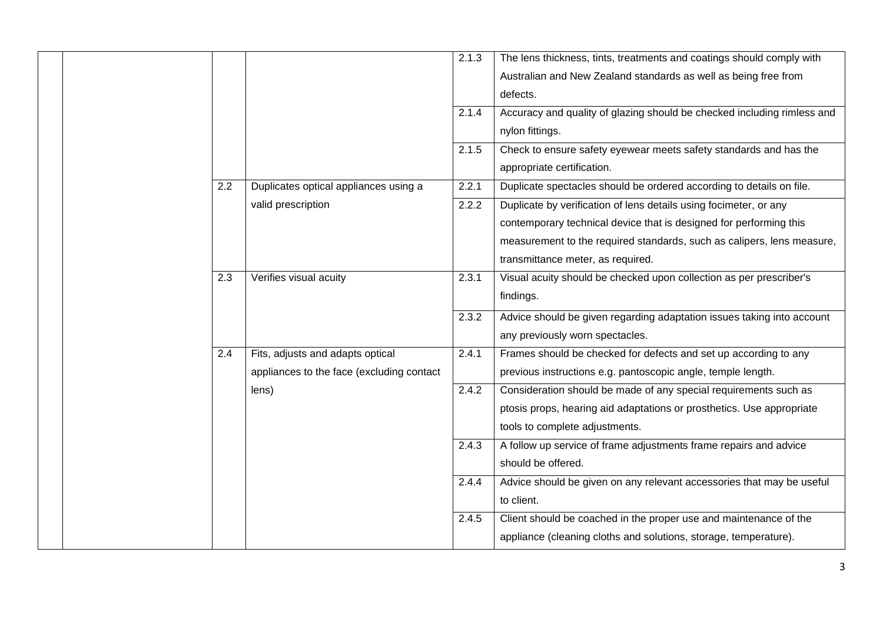| | | | | | |
|---|---|---|---|---|---|
| | | | | 2.1.3 | The lens thickness, tints, treatments and coatings should comply with Australian and New Zealand standards as well as being free from defects. |
| | | | | 2.1.4 | Accuracy and quality of glazing should be checked including rimless and nylon fittings. |
| | | | | 2.1.5 | Check to ensure safety eyewear meets safety standards and has the appropriate certification. |
| | | 2.2 | Duplicates optical appliances using a valid prescription | 2.2.1 | Duplicate spectacles should be ordered according to details on file. |
| | | | | 2.2.2 | Duplicate by verification of lens details using focimeter, or any contemporary technical device that is designed for performing this measurement to the required standards, such as calipers, lens measure, transmittance meter, as required. |
| | | 2.3 | Verifies visual acuity | 2.3.1 | Visual acuity should be checked upon collection as per prescriber's findings. |
| | | | | 2.3.2 | Advice should be given regarding adaptation issues taking into account any previously worn spectacles. |
| | | 2.4 | Fits, adjusts and adapts optical appliances to the face (excluding contact lens) | 2.4.1 | Frames should be checked for defects and set up according to any previous instructions e.g. pantoscopic angle, temple length. |
| | | | | 2.4.2 | Consideration should be made of any special requirements such as ptosis props, hearing aid adaptations or prosthetics. Use appropriate tools to complete adjustments. |
| | | | | 2.4.3 | A follow up service of frame adjustments frame repairs and advice should be offered. |
| | | | | 2.4.4 | Advice should be given on any relevant accessories that may be useful to client. |
| | | | | 2.4.5 | Client should be coached in the proper use and maintenance of the appliance (cleaning cloths and solutions, storage, temperature). |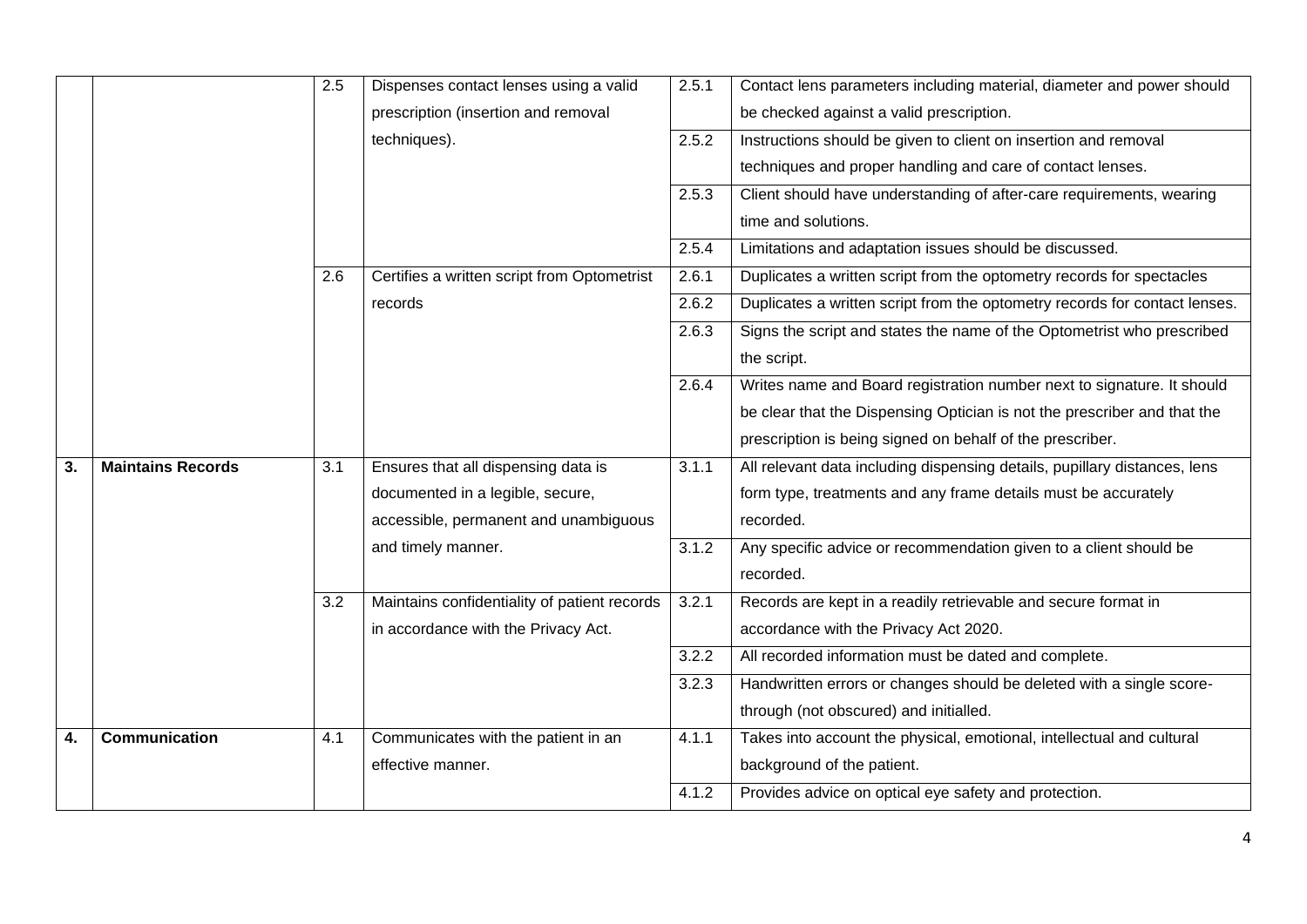| | | | | | |
|---|---|---|---|---|---|
| | | 2.5 | Dispenses contact lenses using a valid prescription (insertion and removal techniques). | 2.5.1 | Contact lens parameters including material, diameter and power should be checked against a valid prescription. |
| | | | | 2.5.2 | Instructions should be given to client on insertion and removal techniques and proper handling and care of contact lenses. |
| | | | | 2.5.3 | Client should have understanding of after-care requirements, wearing time and solutions. |
| | | | | 2.5.4 | Limitations and adaptation issues should be discussed. |
| | | 2.6 | Certifies a written script from Optometrist records | 2.6.1 | Duplicates a written script from the optometry records for spectacles |
| | | | | 2.6.2 | Duplicates a written script from the optometry records for contact lenses. |
| | | | | 2.6.3 | Signs the script and states the name of the Optometrist who prescribed the script. |
| | | | | 2.6.4 | Writes name and Board registration number next to signature. It should be clear that the Dispensing Optician is not the prescriber and that the prescription is being signed on behalf of the prescriber. |
| **3.** | **Maintains Records** | 3.1 | Ensures that all dispensing data is documented in a legible, secure, accessible, permanent and unambiguous and timely manner. | 3.1.1 | All relevant data including dispensing details, pupillary distances, lens form type, treatments and any frame details must be accurately recorded. |
| | | | | 3.1.2 | Any specific advice or recommendation given to a client should be recorded. |
| | | 3.2 | Maintains confidentiality of patient records in accordance with the Privacy Act. | 3.2.1 | Records are kept in a readily retrievable and secure format in accordance with the Privacy Act 2020. |
| | | | | 3.2.2 | All recorded information must be dated and complete. |
| | | | | 3.2.3 | Handwritten errors or changes should be deleted with a single score-through (not obscured) and initialled. |
| **4.** | **Communication** | 4.1 | Communicates with the patient in an effective manner. | 4.1.1 | Takes into account the physical, emotional, intellectual and cultural background of the patient. |
| | | | | 4.1.2 | Provides advice on optical eye safety and protection. |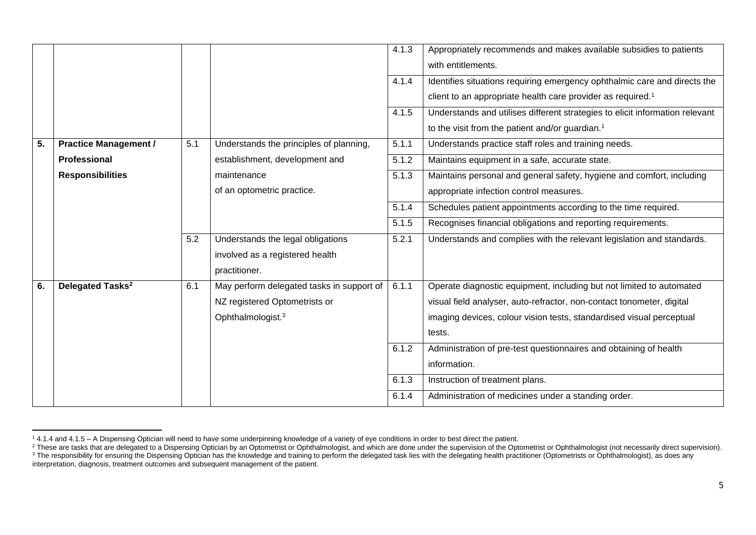| | | | | | |
|---|---|---|---|---|---|
| | | | | 4.1.3 | Appropriately recommends and makes available subsidies to patients with entitlements. |
| | | | | 4.1.4 | Identifies situations requiring emergency ophthalmic care and directs the client to an appropriate health care provider as required.[1] |
| | | | | 4.1.5 | Understands and utilises different strategies to elicit information relevant to the visit from the patient and/or guardian.[1] |
| **5.** | **Practice Management / Professional Responsibilities** | 5.1 | Understands the principles of planning, establishment, development and maintenance of an optometric practice. | 5.1.1 | Understands practice staff roles and training needs. |
| | | | | 5.1.2 | Maintains equipment in a safe, accurate state. |
| | | | | 5.1.3 | Maintains personal and general safety, hygiene and comfort, including appropriate infection control measures. |
| | | | | 5.1.4 | Schedules patient appointments according to the time required. |
| | | | | 5.1.5 | Recognises financial obligations and reporting requirements. |
| | | 5.2 | Understands the legal obligations involved as a registered health practitioner. | 5.2.1 | Understands and complies with the relevant legislation and standards. |
| **6.** | **Delegated Tasks[2]** | 6.1 | May perform delegated tasks in support of NZ registered Optometrists or Ophthalmologist.[3] | 6.1.1 | Operate diagnostic equipment, including but not limited to automated visual field analyser, auto-refractor, non-contact tonometer, digital imaging devices, colour vision tests, standardised visual perceptual tests. |
| | | | | 6.1.2 | Administration of pre-test questionnaires and obtaining of health information. |
| | | | | 6.1.3 | Instruction of treatment plans. |
| | | | | 6.1.4 | Administration of medicines under a standing order. |

[1] 4.1.4 and 4.1.5 – A Dispensing Optician will need to have some underpinning knowledge of a variety of eye conditions in order to best direct the patient.

[2] These are tasks that are delegated to a Dispensing Optician by an Optometrist or Ophthalmologist, and which are done under the supervision of the Optometrist or Ophthalmologist (not necessarily direct supervision).

[3] The responsibility for ensuring the Dispensing Optician has the knowledge and training to perform the delegated task lies with the delegating health practitioner (Optometrists or Ophthalmologist), as does any interpretation, diagnosis, treatment outcomes and subsequent management of the patient.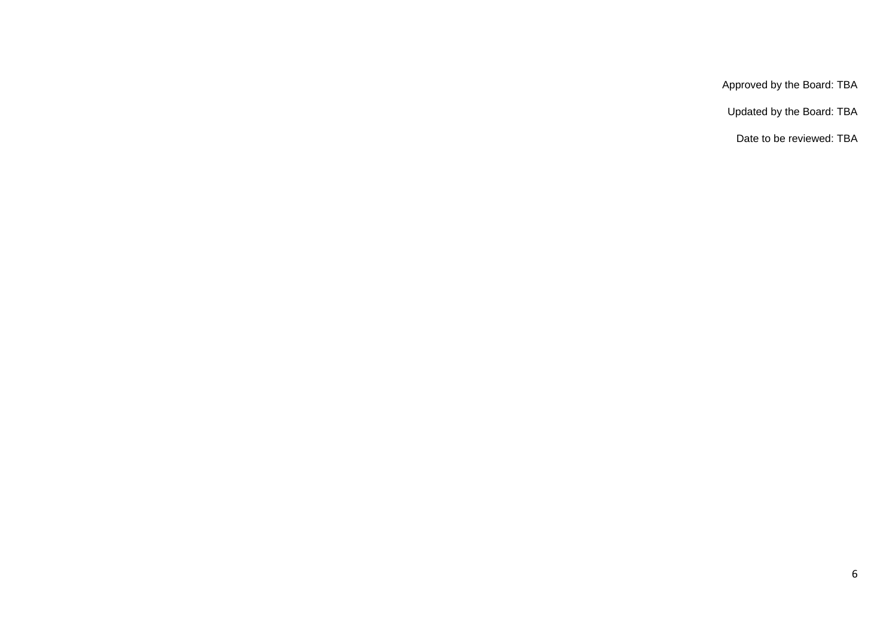Approved by the Board: TBA

Updated by the Board: TBA

Date to be reviewed: TBA